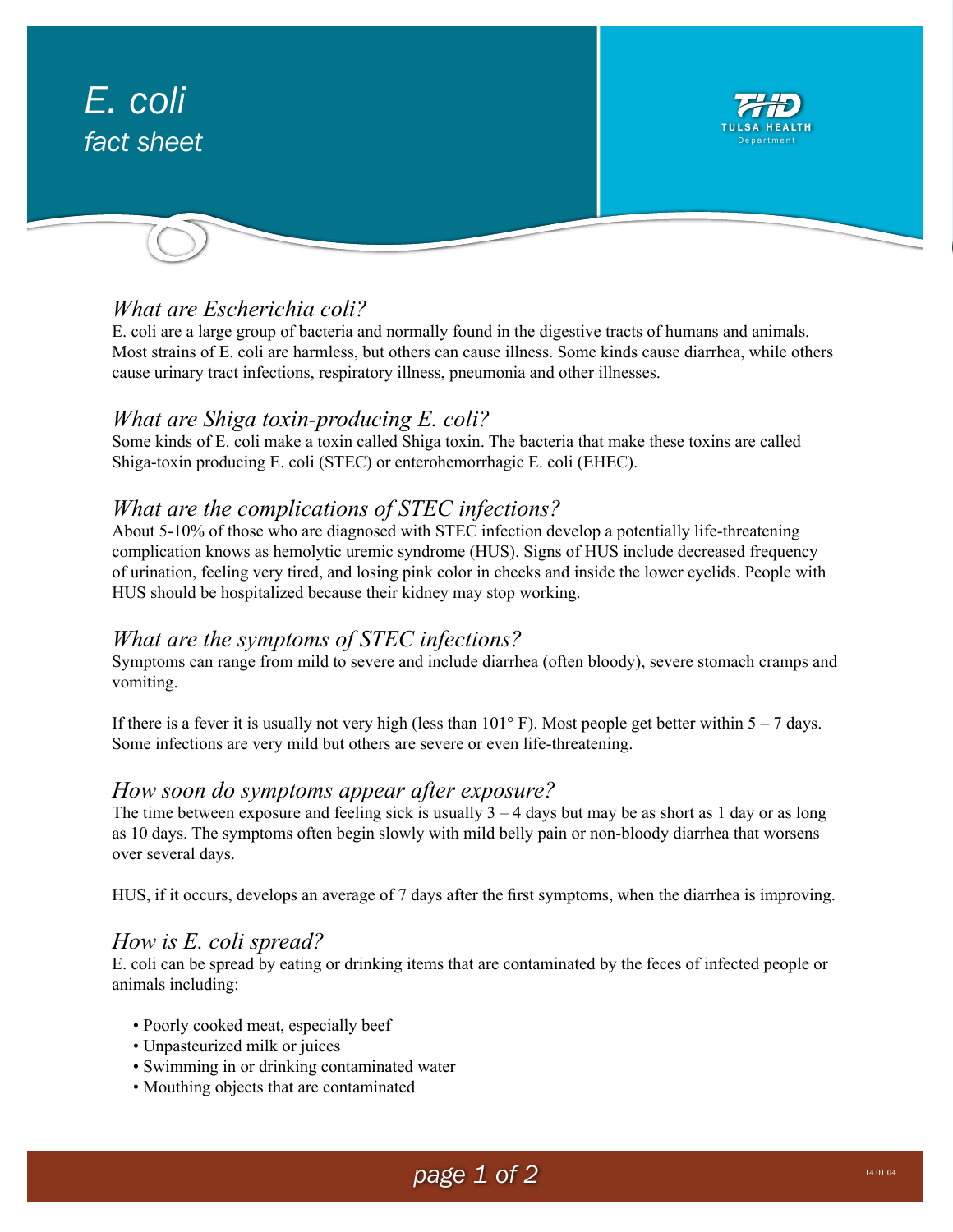# *E. coli*
## *fact sheet*

TULSA HEALTH Department

### *What are Escherichia coli?*

E. coli are a large group of bacteria and normally found in the digestive tracts of humans and animals. Most strains of E. coli are harmless, but others can cause illness. Some kinds cause diarrhea, while others cause urinary tract infections, respiratory illness, pneumonia and other illnesses.

### *What are Shiga toxin-producing E. coli?*

Some kinds of E. coli make a toxin called Shiga toxin. The bacteria that make these toxins are called Shiga-toxin producing E. coli (STEC) or enterohemorrhagic E. coli (EHEC).

### *What are the complications of STEC infections?*

About 5-10% of those who are diagnosed with STEC infection develop a potentially life-threatening complication knows as hemolytic uremic syndrome (HUS). Signs of HUS include decreased frequency of urination, feeling very tired, and losing pink color in cheeks and inside the lower eyelids. People with HUS should be hospitalized because their kidney may stop working.

### *What are the symptoms of STEC infections?*

Symptoms can range from mild to severe and include diarrhea (often bloody), severe stomach cramps and vomiting.

If there is a fever it is usually not very high (less than 101° F). Most people get better within 5 – 7 days. Some infections are very mild but others are severe or even life-threatening.

### *How soon do symptoms appear after exposure?*

The time between exposure and feeling sick is usually 3 – 4 days but may be as short as 1 day or as long as 10 days. The symptoms often begin slowly with mild belly pain or non-bloody diarrhea that worsens over several days.

HUS, if it occurs, develops an average of 7 days after the first symptoms, when the diarrhea is improving.

### *How is E. coli spread?*

E. coli can be spread by eating or drinking items that are contaminated by the feces of infected people or animals including:

- Poorly cooked meat, especially beef
- Unpasteurized milk or juices
- Swimming in or drinking contaminated water
- Mouthing objects that are contaminated

14.01.04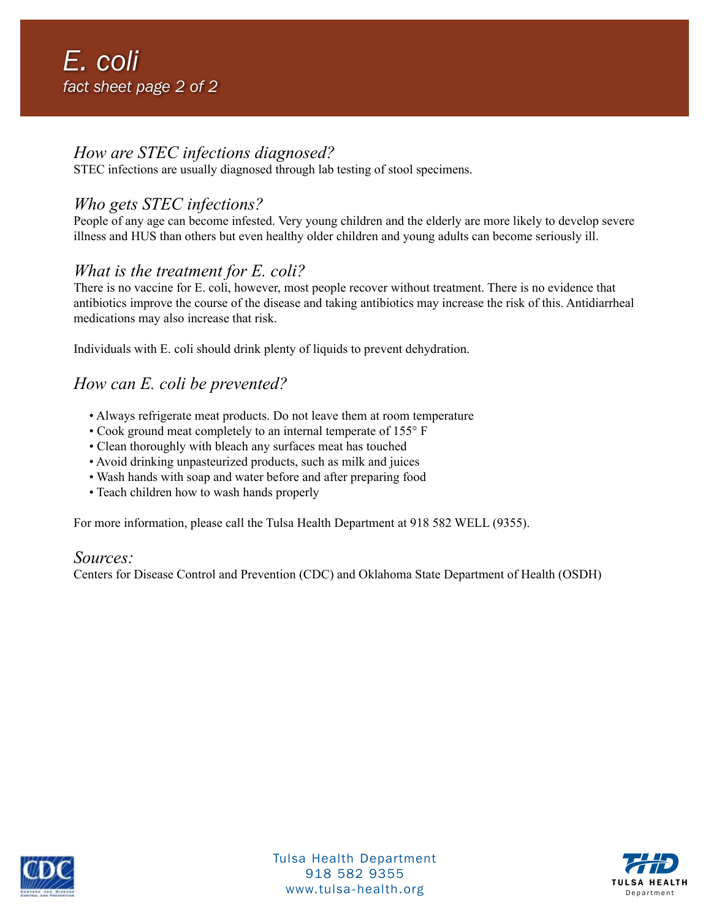# *E. coli*

*fact sheet page 2 of 2*

## *How are STEC infections diagnosed?*

STEC infections are usually diagnosed through lab testing of stool specimens.

## *Who gets STEC infections?*

People of any age can become infested. Very young children and the elderly are more likely to develop severe illness and HUS than others but even healthy older children and young adults can become seriously ill.

## *What is the treatment for E. coli?*

There is no vaccine for E. coli, however, most people recover without treatment. There is no evidence that antibiotics improve the course of the disease and taking antibiotics may increase the risk of this. Antidiarrheal medications may also increase that risk.

Individuals with E. coli should drink plenty of liquids to prevent dehydration.

## *How can E. coli be prevented?*

- Always refrigerate meat products. Do not leave them at room temperature
- Cook ground meat completely to an internal temperate of 155° F
- Clean thoroughly with bleach any surfaces meat has touched
- Avoid drinking unpasteurized products, such as milk and juices
- Wash hands with soap and water before and after preparing food
- Teach children how to wash hands properly

For more information, please call the Tulsa Health Department at 918 582 WELL (9355).

## *Sources:*

Centers for Disease Control and Prevention (CDC) and Oklahoma State Department of Health (OSDH)

Tulsa Health Department
918 582 9355
www.tulsa-health.org